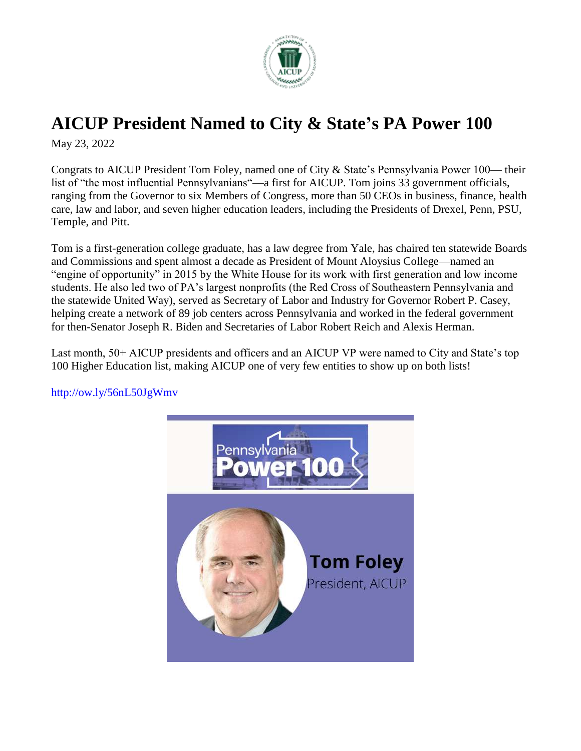# AICUP President Named to City & State's PA Power 100

May 23, 2022

Congrats to AICUP President Tom Foley, named one of City & State's Pennsylvania Power 100— their list of "the most influential Pennsylvanians"—a first for AICUP. Tom joins 33 government officials, ranging from the Governor to six Members of Congress, more than 50 CEOs in business, finance, health care, law and labor, and seven higher education leaders, including the Presidents of Drexel, Penn, PSU, Temple, and Pitt.

Tom is a first-generation college graduate, has a law degree from Yale, has chaired ten statewide Boards and Commissions and spent almost a decade as President of Mount Aloysius College—named an "engine of opportunity" in 2015 by the White House for its work with first generation and low income students. He also led two of PA's largest nonprofits (the Red Cross of Southeastern Pennsylvania and the statewide United Way), served as Secretary of Labor and Industry for Governor Robert P. Casey, helping create a network of 89 job centers across Pennsylvania and worked in the federal government for then-Senator Joseph R. Biden and Secretaries of Labor Robert Reich and Alexis Herman.

Last month, 50+ AICUP presidents and officers and an AICUP VP were named to City and State's top 100 Higher Education list, making AICUP one of very few entities to show up on both lists!

http://ow.ly/56nL50JgWmv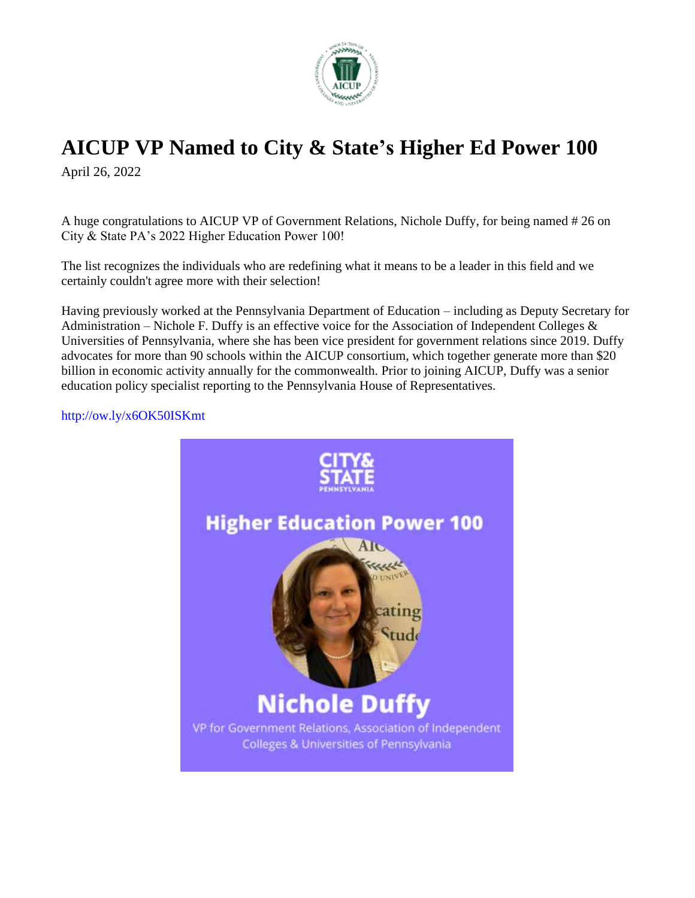# AICUP VP Named to City & State's Higher Ed Power 100

April 26, 2022

A huge congratulations to AICUP VP of Government Relations, Nichole Duffy, for being named # 26 on City & State PA's 2022 Higher Education Power 100!

The list recognizes the individuals who are redefining what it means to be a leader in this field and we certainly couldn't agree more with their selection!

Having previously worked at the Pennsylvania Department of Education – including as Deputy Secretary for Administration – Nichole F. Duffy is an effective voice for the Association of Independent Colleges & Universities of Pennsylvania, where she has been vice president for government relations since 2019. Duffy advocates for more than 90 schools within the AICUP consortium, which together generate more than $20 billion in economic activity annually for the commonwealth. Prior to joining AICUP, Duffy was a senior education policy specialist reporting to the Pennsylvania House of Representatives.

http://ow.ly/x6OK50ISKmt

CITY& STATE PENNSYLVANIA

Higher Education Power 100

Nichole Duffy

VP for Government Relations, Association of Independent Colleges & Universities of Pennsylvania